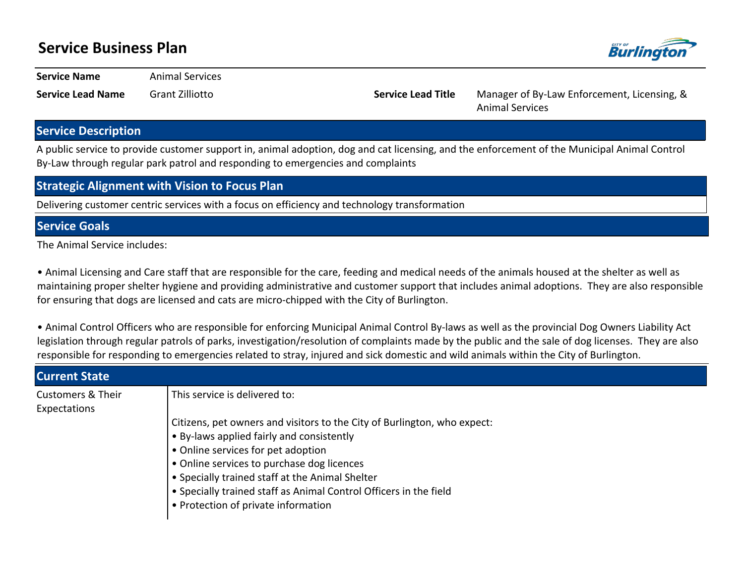# Service Business Plan

| **Service Name** | Animal Services | | |
|---|---|---|---|
| **Service Lead Name** | Grant Zilliotto | **Service Lead Title** | Manager of By-Law Enforcement, Licensing, & Animal Services |

## Service Description

A public service to provide customer support in, animal adoption, dog and cat licensing, and the enforcement of the Municipal Animal Control By-Law through regular park patrol and responding to emergencies and complaints

## Strategic Alignment with Vision to Focus Plan

Delivering customer centric services with a focus on efficiency and technology transformation

## Service Goals

The Animal Service includes:

• Animal Licensing and Care staff that are responsible for the care, feeding and medical needs of the animals housed at the shelter as well as maintaining proper shelter hygiene and providing administrative and customer support that includes animal adoptions. They are also responsible for ensuring that dogs are licensed and cats are micro-chipped with the City of Burlington.

• Animal Control Officers who are responsible for enforcing Municipal Animal Control By-laws as well as the provincial Dog Owners Liability Act legislation through regular patrols of parks, investigation/resolution of complaints made by the public and the sale of dog licenses. They are also responsible for responding to emergencies related to stray, injured and sick domestic and wild animals within the City of Burlington.

## Current State

**Customers & Their Expectations**

This service is delivered to:

Citizens, pet owners and visitors to the City of Burlington, who expect:
- By-laws applied fairly and consistently
- Online services for pet adoption
- Online services to purchase dog licences
- Specially trained staff at the Animal Shelter
- Specially trained staff as Animal Control Officers in the field
- Protection of private information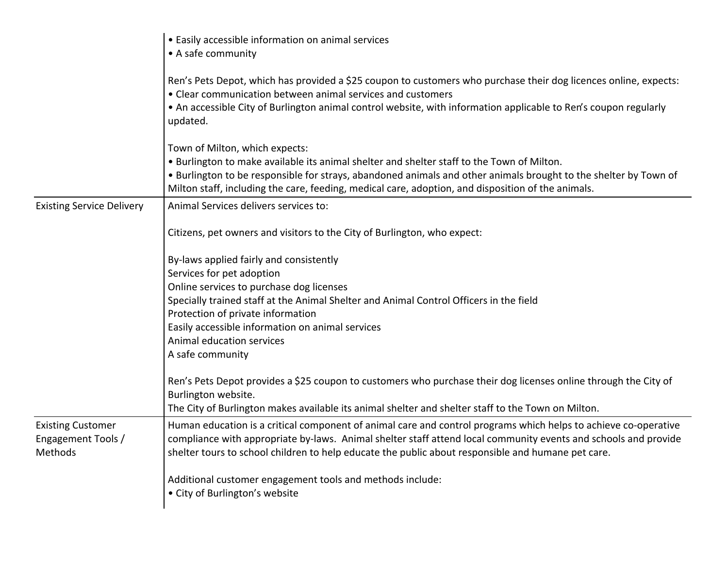| | |
|---|---|
| | • Easily accessible information on animal services<br>• A safe community<br><br>Ren's Pets Depot, which has provided a $25 coupon to customers who purchase their dog licences online, expects:<br>• Clear communication between animal services and customers<br>• An accessible City of Burlington animal control website, with information applicable to Ren's coupon regularly updated.<br><br>Town of Milton, which expects:<br>• Burlington to make available its animal shelter and shelter staff to the Town of Milton.<br>• Burlington to be responsible for strays, abandoned animals and other animals brought to the shelter by Town of Milton staff, including the care, feeding, medical care, adoption, and disposition of the animals. |
| Existing Service Delivery | Animal Services delivers services to:<br><br>Citizens, pet owners and visitors to the City of Burlington, who expect:<br><br>By-laws applied fairly and consistently<br>Services for pet adoption<br>Online services to purchase dog licenses<br>Specially trained staff at the Animal Shelter and Animal Control Officers in the field<br>Protection of private information<br>Easily accessible information on animal services<br>Animal education services<br>A safe community<br><br>Ren's Pets Depot provides a $25 coupon to customers who purchase their dog licenses online through the City of Burlington website.<br>The City of Burlington makes available its animal shelter and shelter staff to the Town on Milton. |
| Existing Customer Engagement Tools / Methods | Human education is a critical component of animal care and control programs which helps to achieve co-operative compliance with appropriate by-laws. Animal shelter staff attend local community events and schools and provide shelter tours to school children to help educate the public about responsible and humane pet care.<br><br>Additional customer engagement tools and methods include:<br>• City of Burlington's website |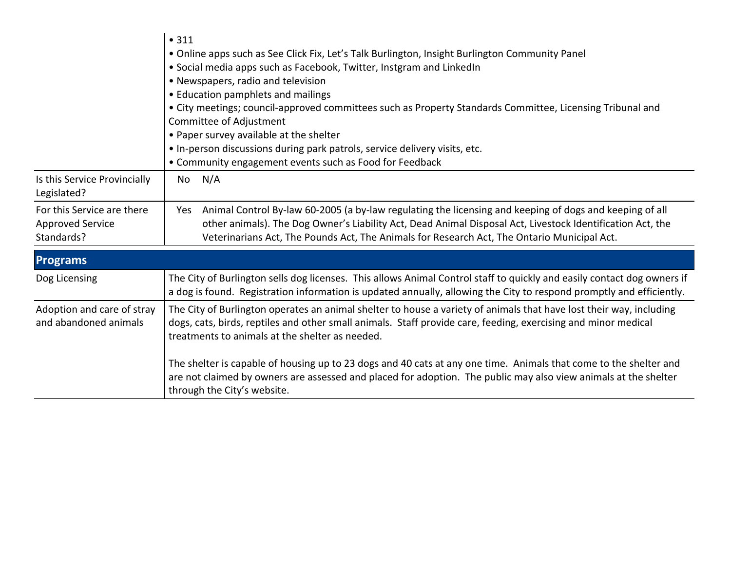| | |
|---|---|
| | • 311<br>• Online apps such as See Click Fix, Let's Talk Burlington, Insight Burlington Community Panel<br>• Social media apps such as Facebook, Twitter, Instgram and LinkedIn<br>• Newspapers, radio and television<br>• Education pamphlets and mailings<br>• City meetings; council-approved committees such as Property Standards Committee, Licensing Tribunal and Committee of Adjustment<br>• Paper survey available at the shelter<br>• In-person discussions during park patrols, service delivery visits, etc.<br>• Community engagement events such as Food for Feedback |
| Is this Service Provincially Legislated? | No N/A |
| For this Service are there Approved Service Standards? | Yes Animal Control By-law 60-2005 (a by-law regulating the licensing and keeping of dogs and keeping of all other animals). The Dog Owner's Liability Act, Dead Animal Disposal Act, Livestock Identification Act, the Veterinarians Act, The Pounds Act, The Animals for Research Act, The Ontario Municipal Act. |

## Programs

| | |
|---|---|
| Dog Licensing | The City of Burlington sells dog licenses. This allows Animal Control staff to quickly and easily contact dog owners if a dog is found. Registration information is updated annually, allowing the City to respond promptly and efficiently. |
| Adoption and care of stray and abandoned animals | The City of Burlington operates an animal shelter to house a variety of animals that have lost their way, including dogs, cats, birds, reptiles and other small animals. Staff provide care, feeding, exercising and minor medical treatments to animals at the shelter as needed.<br><br>The shelter is capable of housing up to 23 dogs and 40 cats at any one time. Animals that come to the shelter and are not claimed by owners are assessed and placed for adoption. The public may also view animals at the shelter through the City's website. |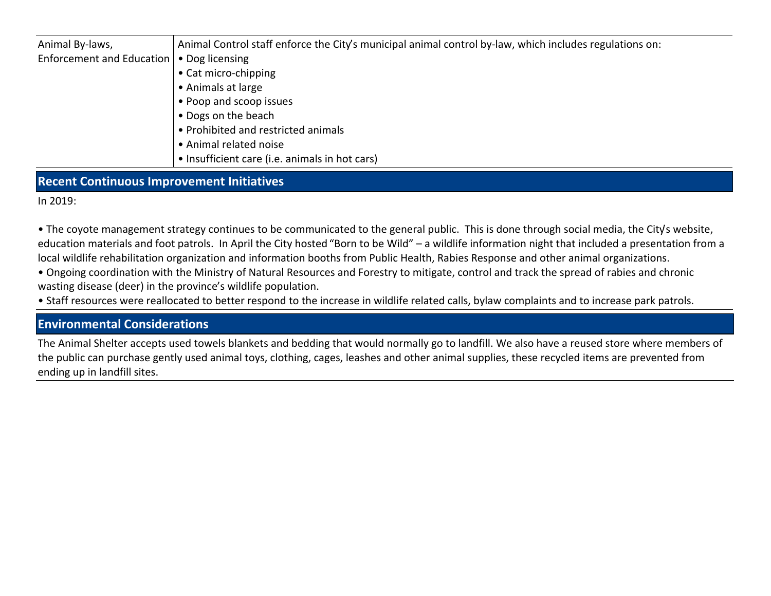| Animal By-laws, Enforcement and Education | Animal Control staff enforce the City's municipal animal control by-law, which includes regulations on:<br>• Dog licensing<br>• Cat micro-chipping<br>• Animals at large<br>• Poop and scoop issues<br>• Dogs on the beach<br>• Prohibited and restricted animals<br>• Animal related noise<br>• Insufficient care (i.e. animals in hot cars) |
|---|---|

## Recent Continuous Improvement Initiatives

In 2019:

• The coyote management strategy continues to be communicated to the general public. This is done through social media, the City's website, education materials and foot patrols. In April the City hosted "Born to be Wild" – a wildlife information night that included a presentation from a local wildlife rehabilitation organization and information booths from Public Health, Rabies Response and other animal organizations.
• Ongoing coordination with the Ministry of Natural Resources and Forestry to mitigate, control and track the spread of rabies and chronic wasting disease (deer) in the province's wildlife population.
• Staff resources were reallocated to better respond to the increase in wildlife related calls, bylaw complaints and to increase park patrols.

## Environmental Considerations

The Animal Shelter accepts used towels blankets and bedding that would normally go to landfill. We also have a reused store where members of the public can purchase gently used animal toys, clothing, cages, leashes and other animal supplies, these recycled items are prevented from ending up in landfill sites.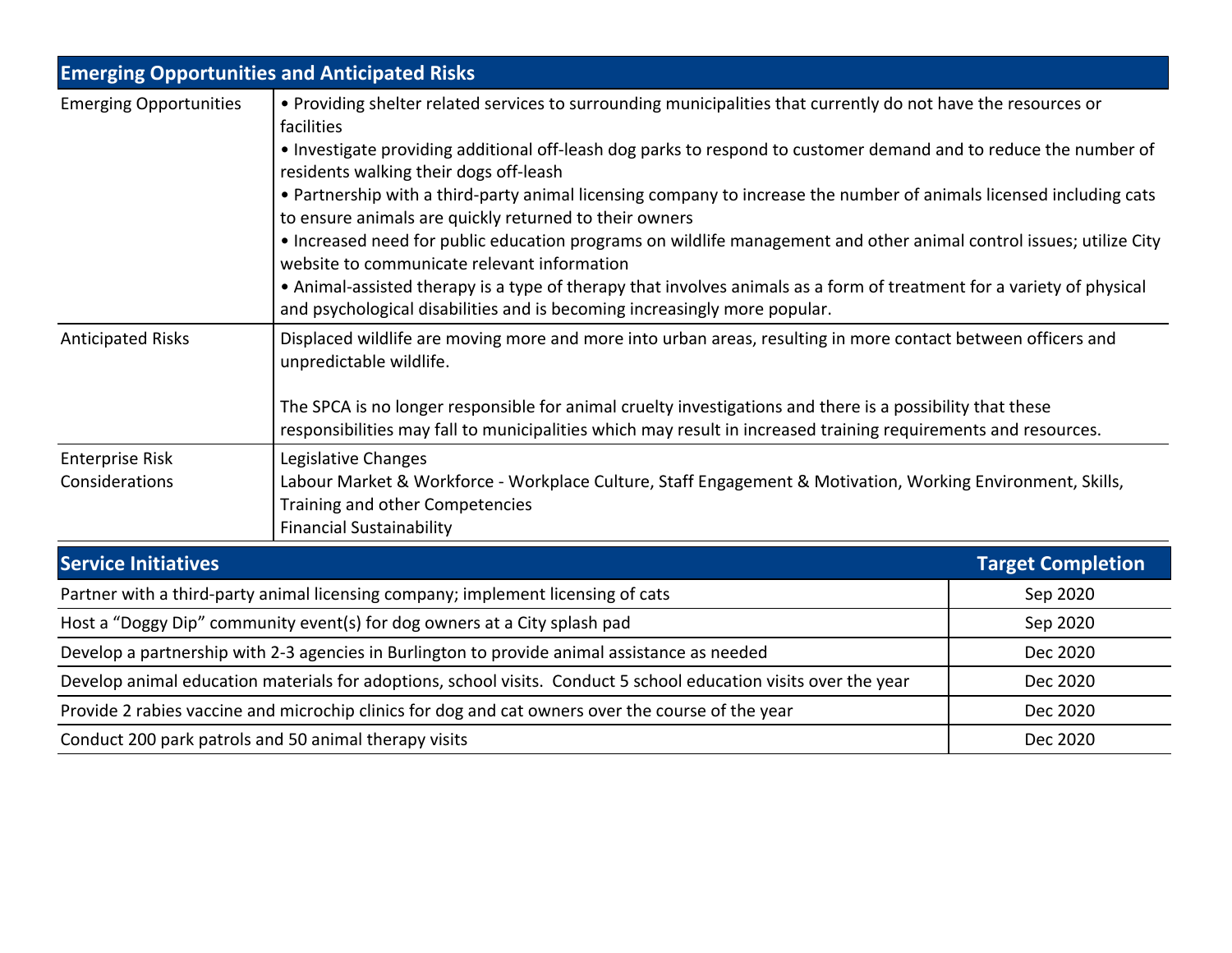| Emerging Opportunities and Anticipated Risks | |
| --- | --- |
| Emerging Opportunities | • Providing shelter related services to surrounding municipalities that currently do not have the resources or facilities<br>• Investigate providing additional off-leash dog parks to respond to customer demand and to reduce the number of residents walking their dogs off-leash<br>• Partnership with a third-party animal licensing company to increase the number of animals licensed including cats to ensure animals are quickly returned to their owners<br>• Increased need for public education programs on wildlife management and other animal control issues; utilize City website to communicate relevant information<br>• Animal-assisted therapy is a type of therapy that involves animals as a form of treatment for a variety of physical and psychological disabilities and is becoming increasingly more popular. |
| Anticipated Risks | Displaced wildlife are moving more and more into urban areas, resulting in more contact between officers and unpredictable wildlife.<br><br>The SPCA is no longer responsible for animal cruelty investigations and there is a possibility that these responsibilities may fall to municipalities which may result in increased training requirements and resources. |
| Enterprise Risk Considerations | Legislative Changes<br>Labour Market & Workforce - Workplace Culture, Staff Engagement & Motivation, Working Environment, Skills, Training and other Competencies<br>Financial Sustainability |

| Service Initiatives | Target Completion |
| --- | --- |
| Partner with a third-party animal licensing company; implement licensing of cats | Sep 2020 |
| Host a "Doggy Dip" community event(s) for dog owners at a City splash pad | Sep 2020 |
| Develop a partnership with 2-3 agencies in Burlington to provide animal assistance as needed | Dec 2020 |
| Develop animal education materials for adoptions, school visits. Conduct 5 school education visits over the year | Dec 2020 |
| Provide 2 rabies vaccine and microchip clinics for dog and cat owners over the course of the year | Dec 2020 |
| Conduct 200 park patrols and 50 animal therapy visits | Dec 2020 |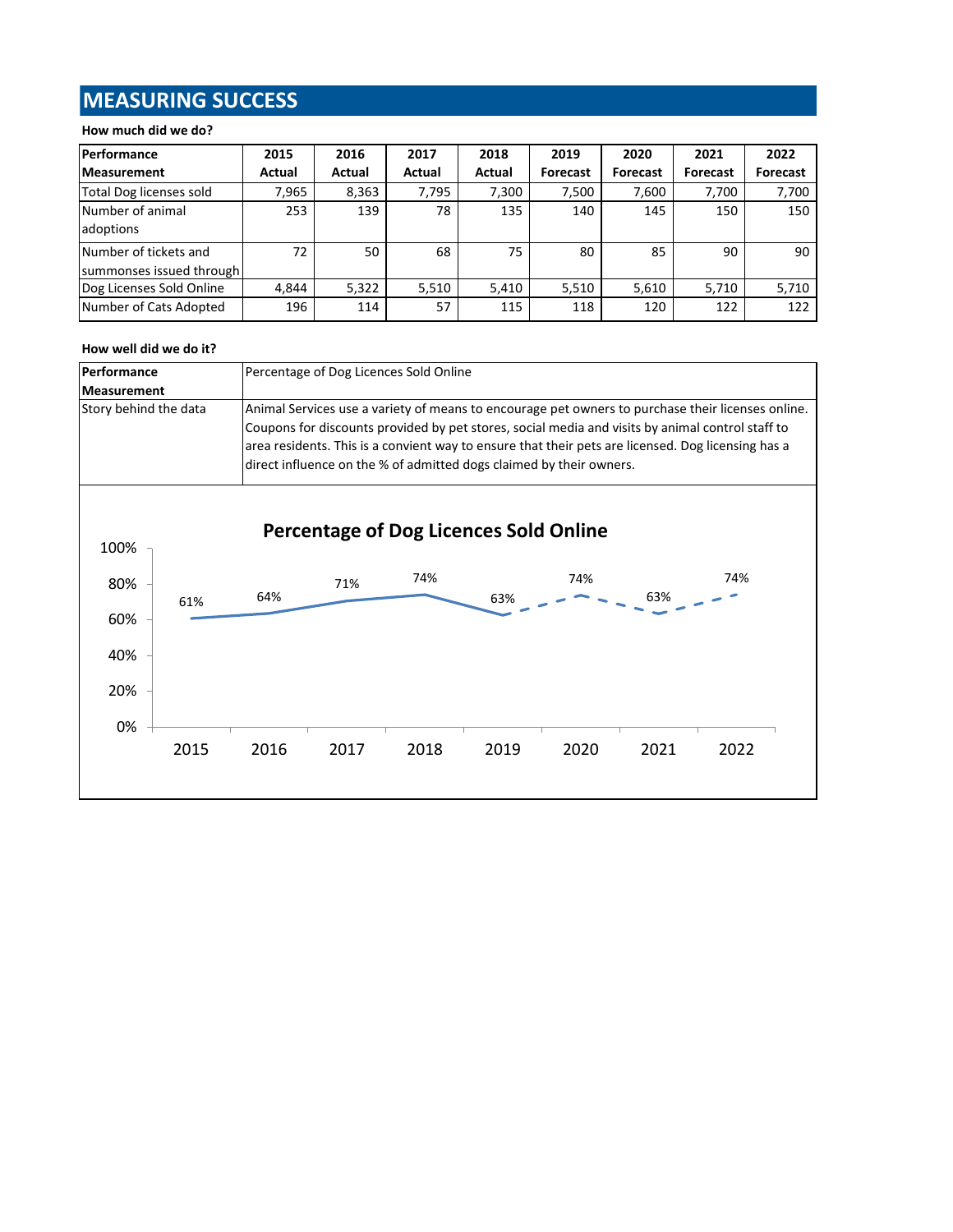## MEASURING SUCCESS

**How much did we do?**

| Performance Measurement | 2015 Actual | 2016 Actual | 2017 Actual | 2018 Actual | 2019 Forecast | 2020 Forecast | 2021 Forecast | 2022 Forecast |
|---|---|---|---|---|---|---|---|---|
| Total Dog licenses sold | 7,965 | 8,363 | 7,795 | 7,300 | 7,500 | 7,600 | 7,700 | 7,700 |
| Number of animal adoptions | 253 | 139 | 78 | 135 | 140 | 145 | 150 | 150 |
| Number of tickets and summonses issued through | 72 | 50 | 68 | 75 | 80 | 85 | 90 | 90 |
| Dog Licenses Sold Online | 4,844 | 5,322 | 5,510 | 5,410 | 5,510 | 5,610 | 5,710 | 5,710 |
| Number of Cats Adopted | 196 | 114 | 57 | 115 | 118 | 120 | 122 | 122 |

**How well did we do it?**

| Performance Measurement | Percentage of Dog Licences Sold Online |
|---|---|
| Story behind the data | Animal Services use a variety of means to encourage pet owners to purchase their licenses online. Coupons for discounts provided by pet stores, social media and visits by animal control staff to area residents. This is a convient way to ensure that their pets are licensed. Dog licensing has a direct influence on the % of admitted dogs claimed by their owners. |

**Percentage of Dog Licences Sold Online**

| Year | 2015 | 2016 | 2017 | 2018 | 2019 | 2020 | 2021 | 2022 |
|---|---|---|---|---|---|---|---|---|
| Percentage | 61% | 64% | 71% | 74% | 63% | 74% | 63% | 74% |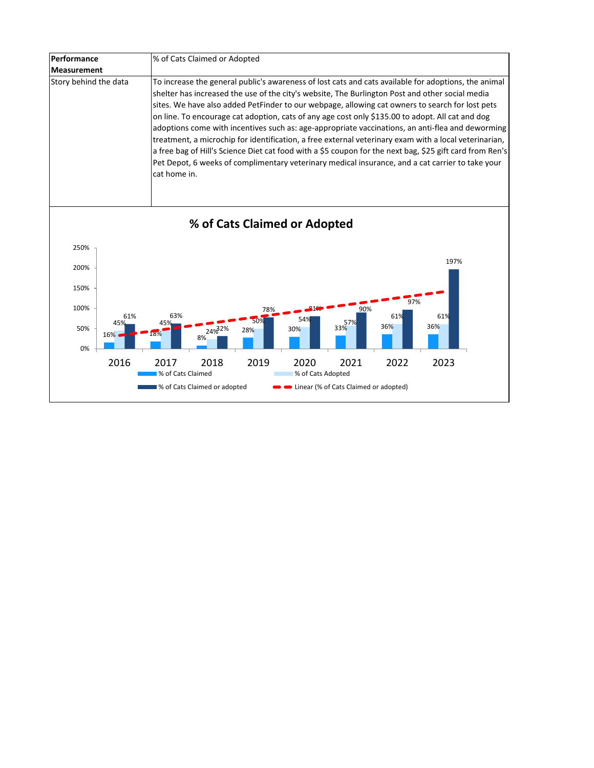| Performance Measurement | % of Cats Claimed or Adopted |
|---|---|
| Story behind the data | To increase the general public's awareness of lost cats and cats available for adoptions, the animal shelter has increased the use of the city's website, The Burlington Post and other social media sites. We have also added PetFinder to our webpage, allowing cat owners to search for lost pets on line. To encourage cat adoption, cats of any age cost only $135.00 to adopt. All cat and dog adoptions come with incentives such as: age-appropriate vaccinations, an anti-flea and deworming treatment, a microchip for identification, a free external veterinary exam with a local veterinarian, a free bag of Hill's Science Diet cat food with a $5 coupon for the next bag, $25 gift card from Ren's Pet Depot, 6 weeks of complimentary veterinary medical insurance, and a cat carrier to take your cat home in. |

## % of Cats Claimed or Adopted

| Year | % of Cats Claimed | % of Cats Adopted | % of Cats Claimed or adopted |
|---|---|---|---|
| 2016 | 16% | 45% | 61% |
| 2017 | 18% | 45% | 63% |
| 2018 | 8% | 24% | 32% |
| 2019 | 28% | 50% | 78% |
| 2020 | 30% | 54% | 81% |
| 2021 | 33% | 57% | 90% |
| 2022 | 36% | 61% | 97% |
| 2023 | 36% | 61% | 197% |

Legend: % of Cats Claimed; % of Cats Adopted; % of Cats Claimed or adopted; Linear (% of Cats Claimed or adopted)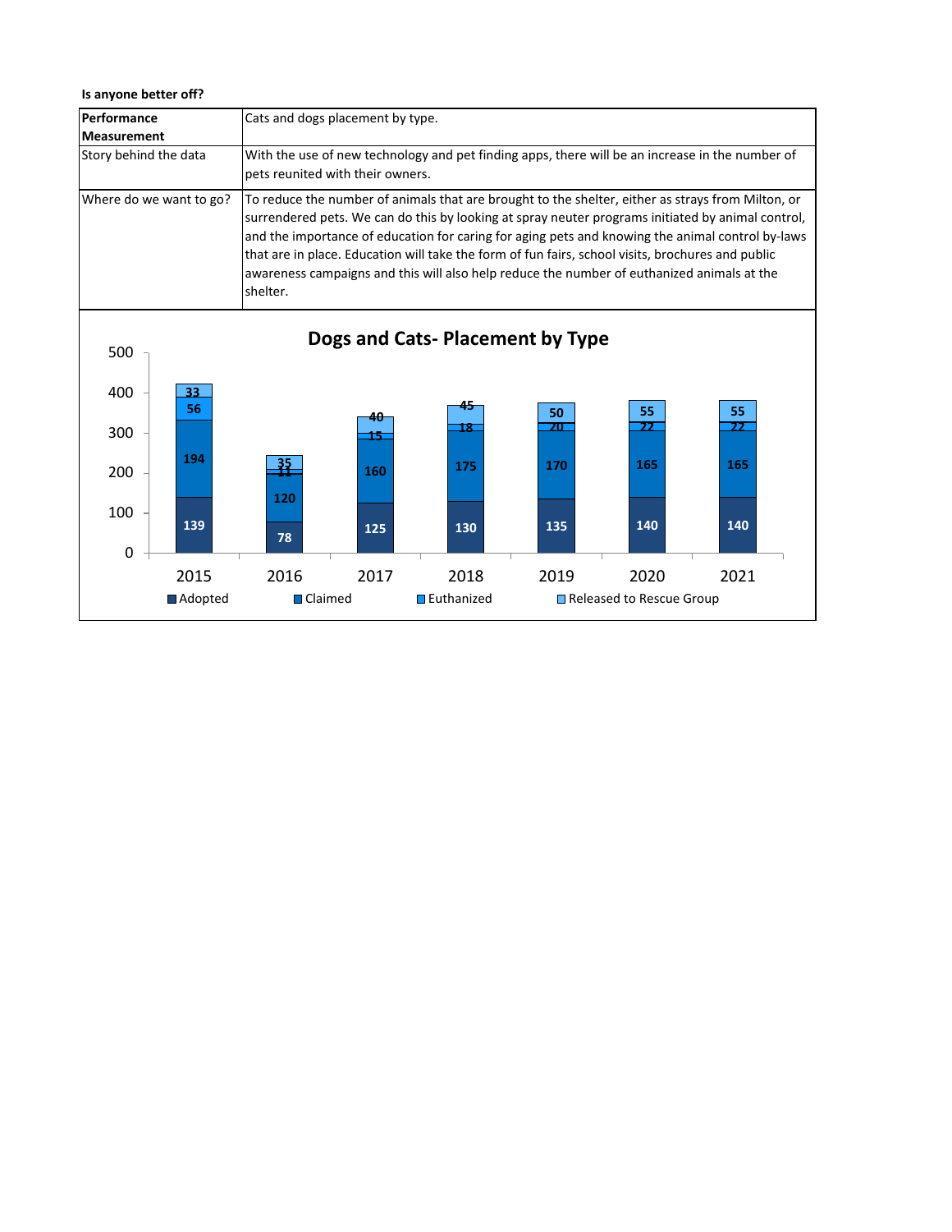**Is anyone better off?**

| | |
|---|---|
| **Performance Measurement** | Cats and dogs placement by type. |
| Story behind the data | With the use of new technology and pet finding apps, there will be an increase in the number of pets reunited with their owners. |
| Where do we want to go? | To reduce the number of animals that are brought to the shelter, either as strays from Milton, or surrendered pets. We can do this by looking at spray neuter programs initiated by animal control, and the importance of education for caring for aging pets and knowing the animal control by-laws that are in place. Education will take the form of fun fairs, school visits, brochures and public awareness campaigns and this will also help reduce the number of euthanized animals at the shelter. |

**Dogs and Cats- Placement by Type**

500
400
300
200
100
0

2015: 139, 194, 56, 33
2016: 78, 120, 11, 35
2017: 125, 160, 15, 40
2018: 130, 175, 18, 45
2019: 135, 170, 20, 50
2020: 140, 165, 22, 55
2021: 140, 165, 22, 55

Adopted
Claimed
Euthanized
Released to Rescue Group